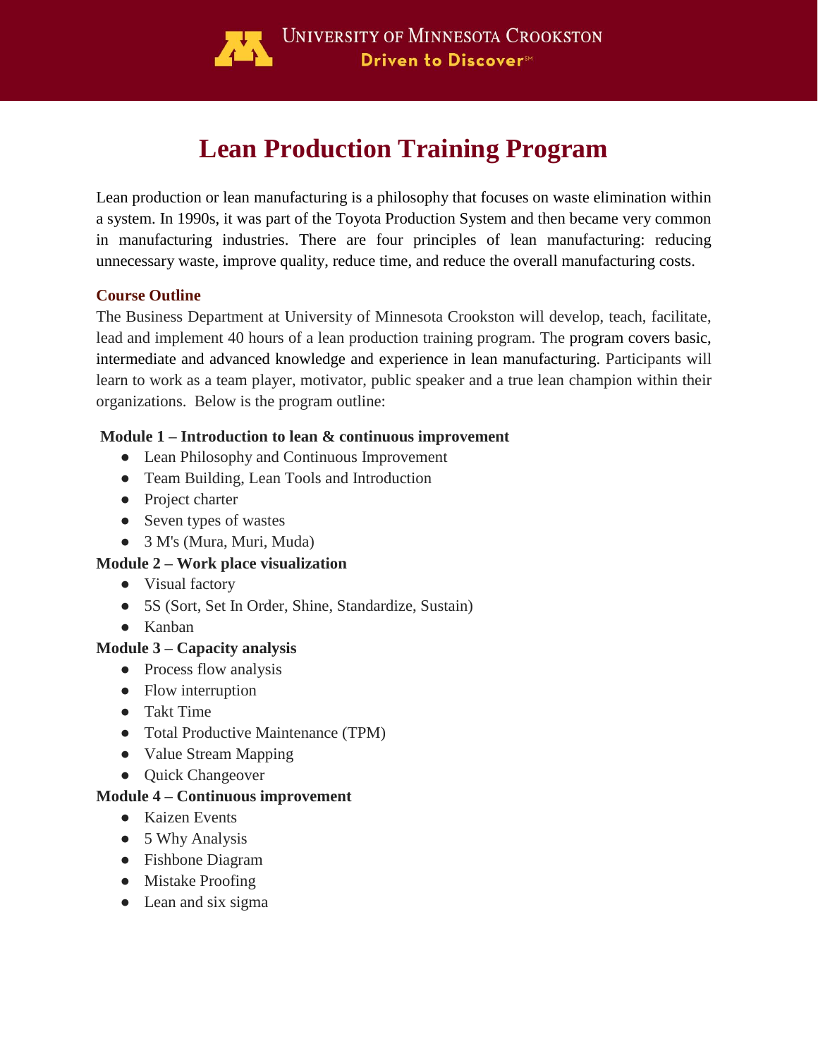University of Minnesota Crookston
Driven to Discover℠

# Lean Production Training Program

Lean production or lean manufacturing is a philosophy that focuses on waste elimination within a system. In 1990s, it was part of the Toyota Production System and then became very common in manufacturing industries. There are four principles of lean manufacturing: reducing unnecessary waste, improve quality, reduce time, and reduce the overall manufacturing costs.

## Course Outline

The Business Department at University of Minnesota Crookston will develop, teach, facilitate, lead and implement 40 hours of a lean production training program. The program covers basic, intermediate and advanced knowledge and experience in lean manufacturing. Participants will learn to work as a team player, motivator, public speaker and a true lean champion within their organizations. Below is the program outline:

**Module 1 – Introduction to lean & continuous improvement**

- Lean Philosophy and Continuous Improvement
- Team Building, Lean Tools and Introduction
- Project charter
- Seven types of wastes
- 3 M's (Mura, Muri, Muda)

**Module 2 – Work place visualization**

- Visual factory
- 5S (Sort, Set In Order, Shine, Standardize, Sustain)
- Kanban

**Module 3 – Capacity analysis**

- Process flow analysis
- Flow interruption
- Takt Time
- Total Productive Maintenance (TPM)
- Value Stream Mapping
- Quick Changeover

**Module 4 – Continuous improvement**

- Kaizen Events
- 5 Why Analysis
- Fishbone Diagram
- Mistake Proofing
- Lean and six sigma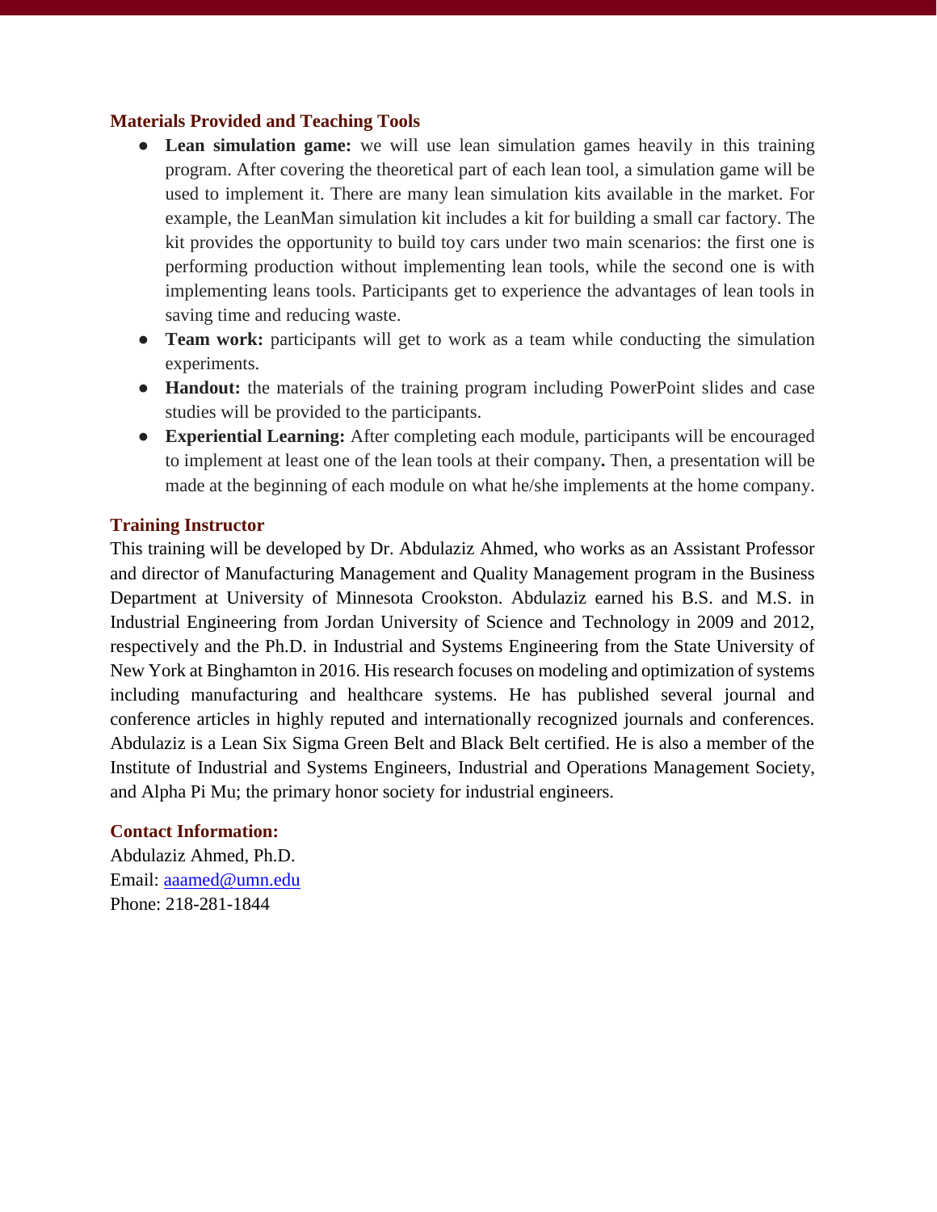### Materials Provided and Teaching Tools

- **Lean simulation game:** we will use lean simulation games heavily in this training program. After covering the theoretical part of each lean tool, a simulation game will be used to implement it. There are many lean simulation kits available in the market. For example, the LeanMan simulation kit includes a kit for building a small car factory. The kit provides the opportunity to build toy cars under two main scenarios: the first one is performing production without implementing lean tools, while the second one is with implementing leans tools. Participants get to experience the advantages of lean tools in saving time and reducing waste.
- **Team work:** participants will get to work as a team while conducting the simulation experiments.
- **Handout:** the materials of the training program including PowerPoint slides and case studies will be provided to the participants.
- **Experiential Learning:** After completing each module, participants will be encouraged to implement at least one of the lean tools at their company**.** Then, a presentation will be made at the beginning of each module on what he/she implements at the home company.

### Training Instructor

This training will be developed by Dr. Abdulaziz Ahmed, who works as an Assistant Professor and director of Manufacturing Management and Quality Management program in the Business Department at University of Minnesota Crookston. Abdulaziz earned his B.S. and M.S. in Industrial Engineering from Jordan University of Science and Technology in 2009 and 2012, respectively and the Ph.D. in Industrial and Systems Engineering from the State University of New York at Binghamton in 2016. His research focuses on modeling and optimization of systems including manufacturing and healthcare systems. He has published several journal and conference articles in highly reputed and internationally recognized journals and conferences. Abdulaziz is a Lean Six Sigma Green Belt and Black Belt certified. He is also a member of the Institute of Industrial and Systems Engineers, Industrial and Operations Management Society, and Alpha Pi Mu; the primary honor society for industrial engineers.

### Contact Information:

Abdulaziz Ahmed, Ph.D.
Email: aaamed@umn.edu
Phone: 218-281-1844